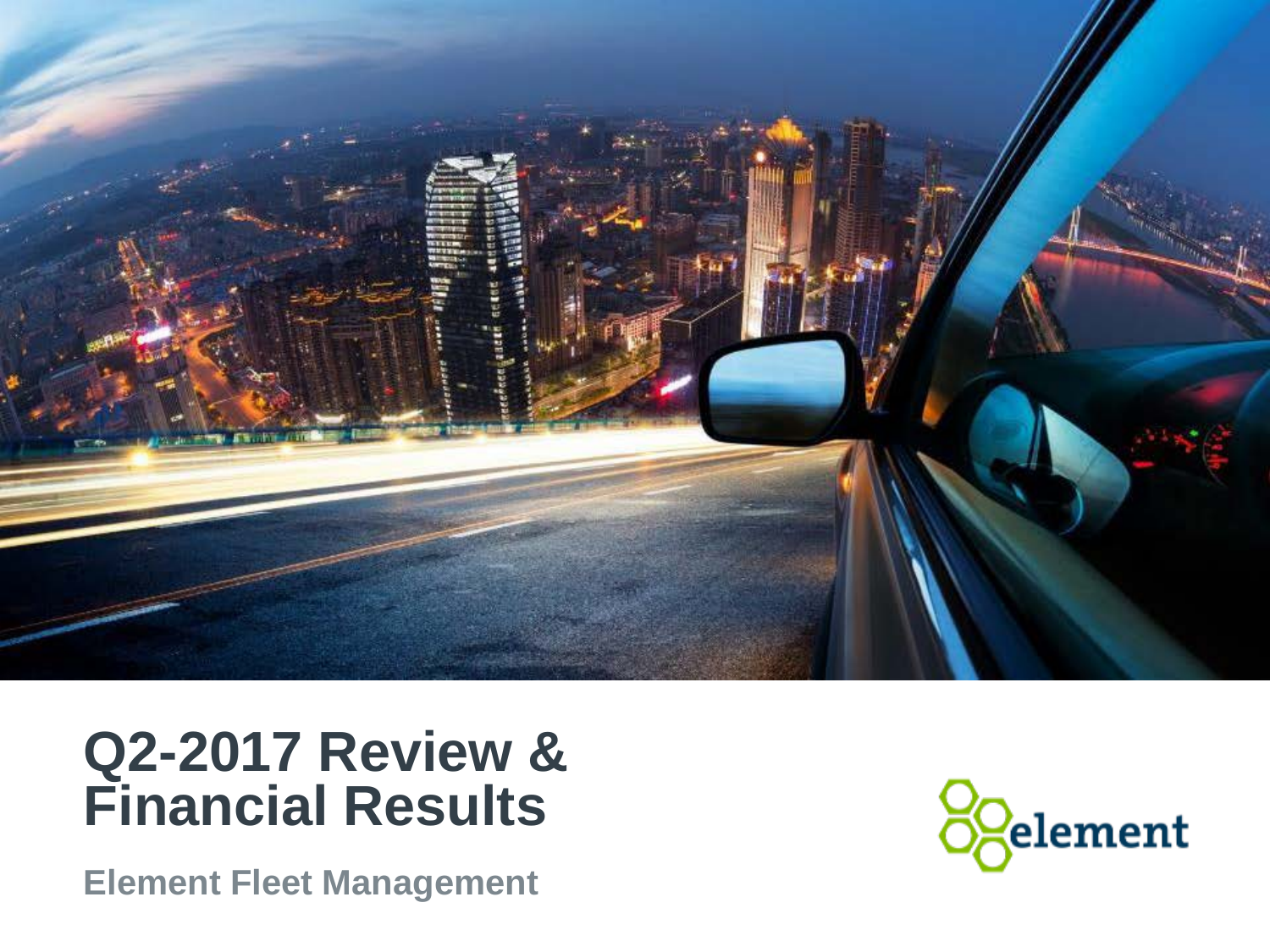# Q2-2017 Review & Financial Results

**Element Fleet Management**

element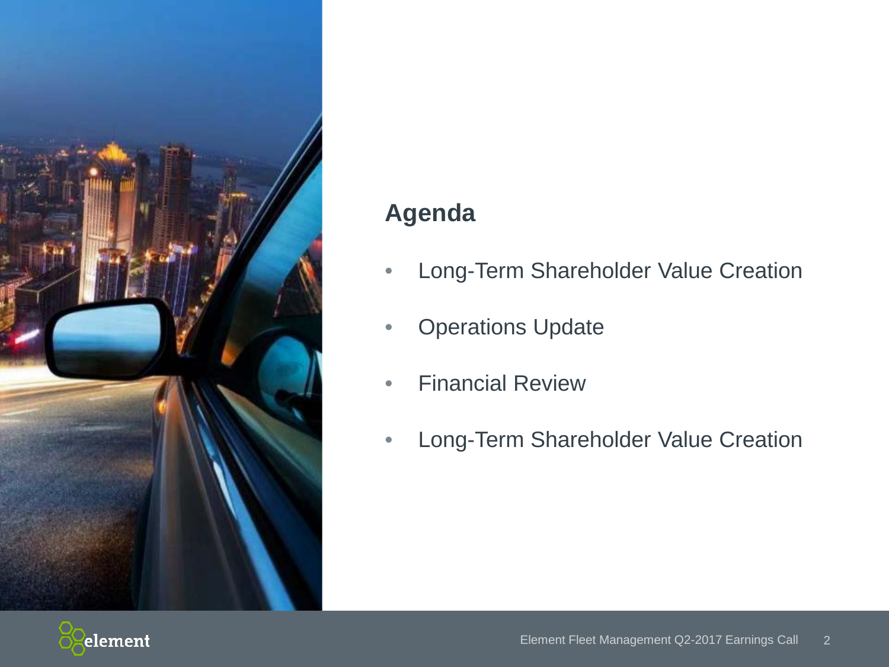## Agenda

- Long-Term Shareholder Value Creation
- Operations Update
- Financial Review
- Long-Term Shareholder Value Creation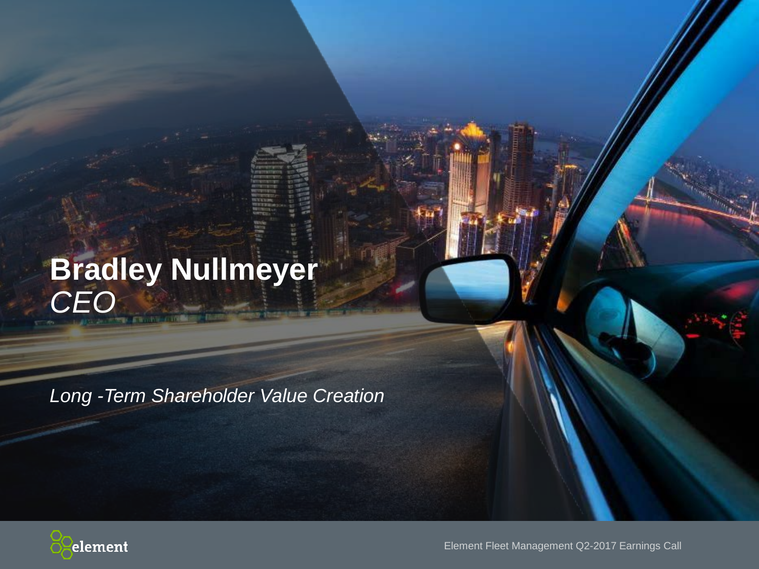# Bradley Nullmeyer
*CEO*

*Long -Term Shareholder Value Creation*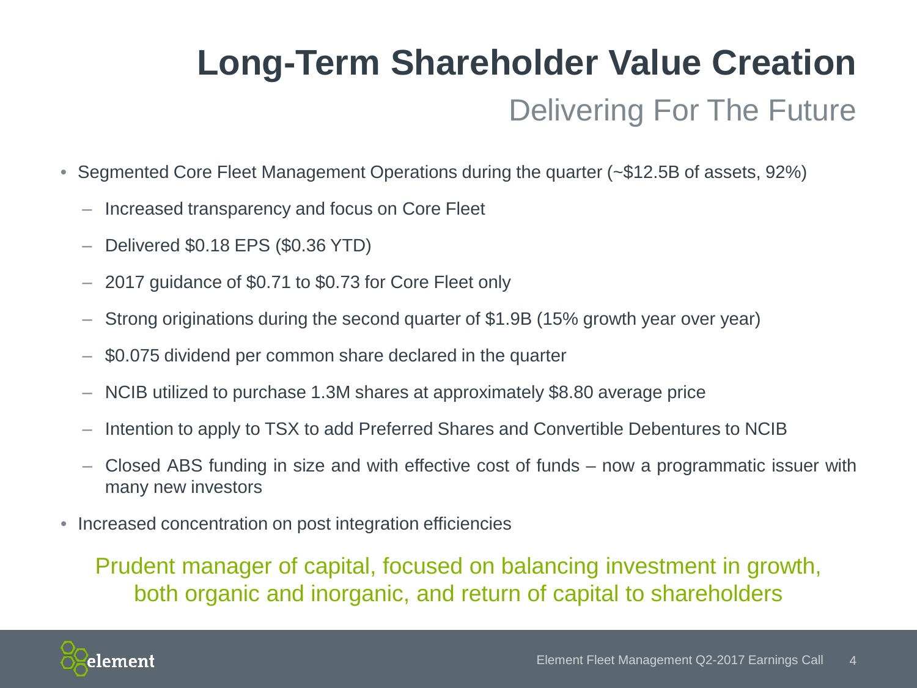# Long-Term Shareholder Value Creation

## Delivering For The Future

- Segmented Core Fleet Management Operations during the quarter (~$12.5B of assets, 92%)
  - Increased transparency and focus on Core Fleet
  - Delivered $0.18 EPS ($0.36 YTD)
  - 2017 guidance of $0.71 to $0.73 for Core Fleet only
  - Strong originations during the second quarter of $1.9B (15% growth year over year)
  - $0.075 dividend per common share declared in the quarter
  - NCIB utilized to purchase 1.3M shares at approximately $8.80 average price
  - Intention to apply to TSX to add Preferred Shares and Convertible Debentures to NCIB
  - Closed ABS funding in size and with effective cost of funds – now a programmatic issuer with many new investors
- Increased concentration on post integration efficiencies

Prudent manager of capital, focused on balancing investment in growth, both organic and inorganic, and return of capital to shareholders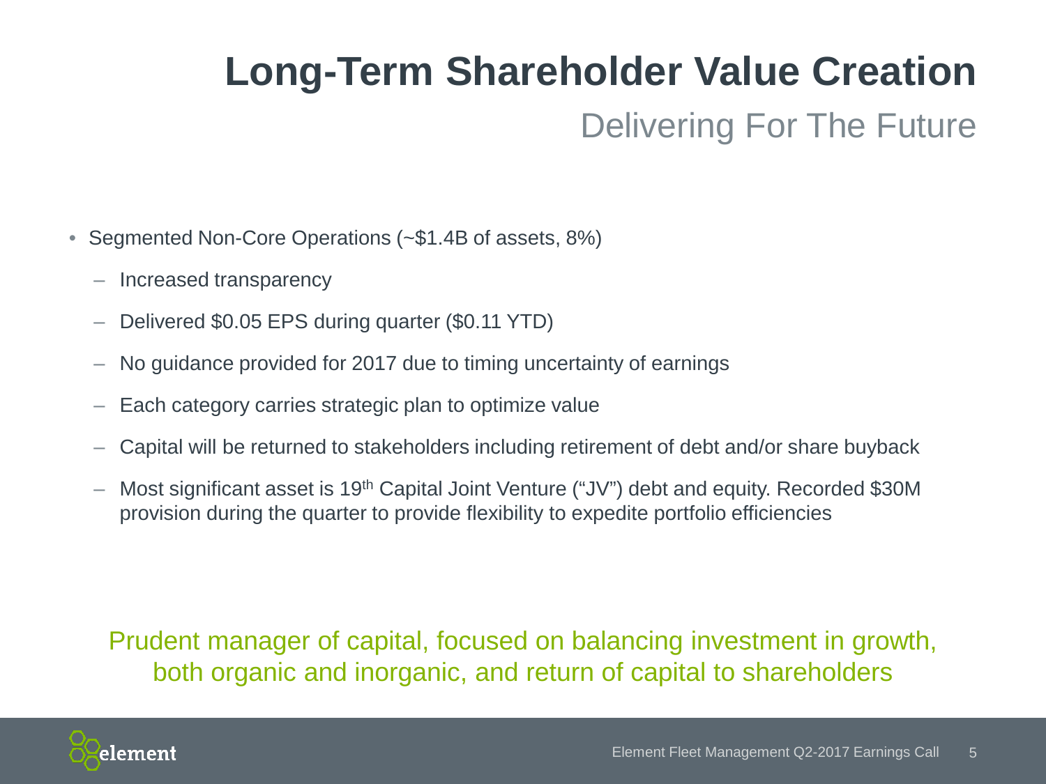# Long-Term Shareholder Value Creation

## Delivering For The Future

- Segmented Non-Core Operations (~$1.4B of assets, 8%)
  - Increased transparency
  - Delivered $0.05 EPS during quarter ($0.11 YTD)
  - No guidance provided for 2017 due to timing uncertainty of earnings
  - Each category carries strategic plan to optimize value
  - Capital will be returned to stakeholders including retirement of debt and/or share buyback
  - Most significant asset is 19th Capital Joint Venture ("JV") debt and equity. Recorded $30M provision during the quarter to provide flexibility to expedite portfolio efficiencies

Prudent manager of capital, focused on balancing investment in growth, both organic and inorganic, and return of capital to shareholders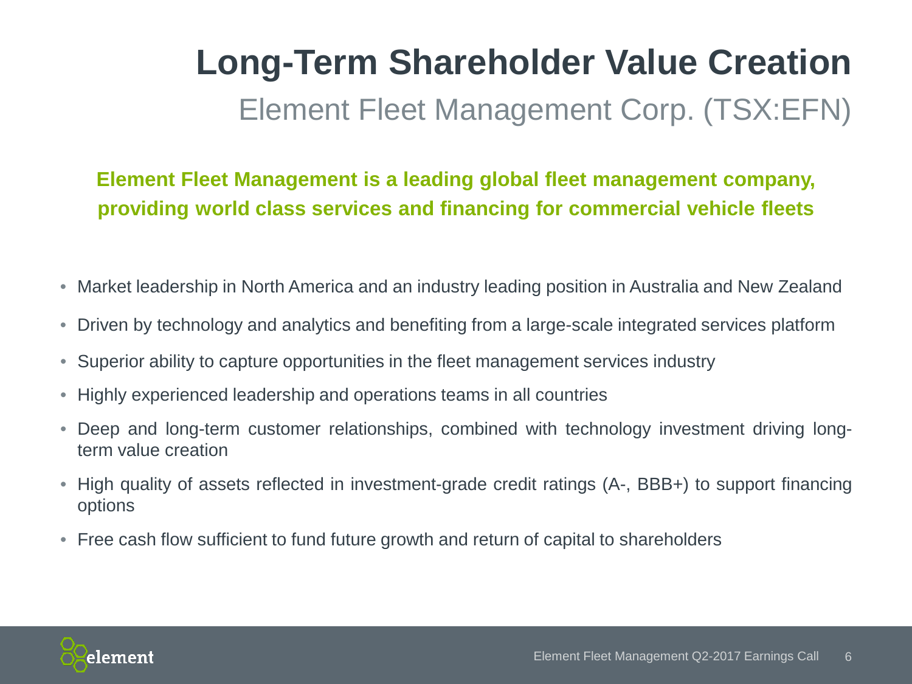# Long-Term Shareholder Value Creation

## Element Fleet Management Corp. (TSX:EFN)

**Element Fleet Management is a leading global fleet management company, providing world class services and financing for commercial vehicle fleets**

- Market leadership in North America and an industry leading position in Australia and New Zealand
- Driven by technology and analytics and benefiting from a large-scale integrated services platform
- Superior ability to capture opportunities in the fleet management services industry
- Highly experienced leadership and operations teams in all countries
- Deep and long-term customer relationships, combined with technology investment driving long-term value creation
- High quality of assets reflected in investment-grade credit ratings (A-, BBB+) to support financing options
- Free cash flow sufficient to fund future growth and return of capital to shareholders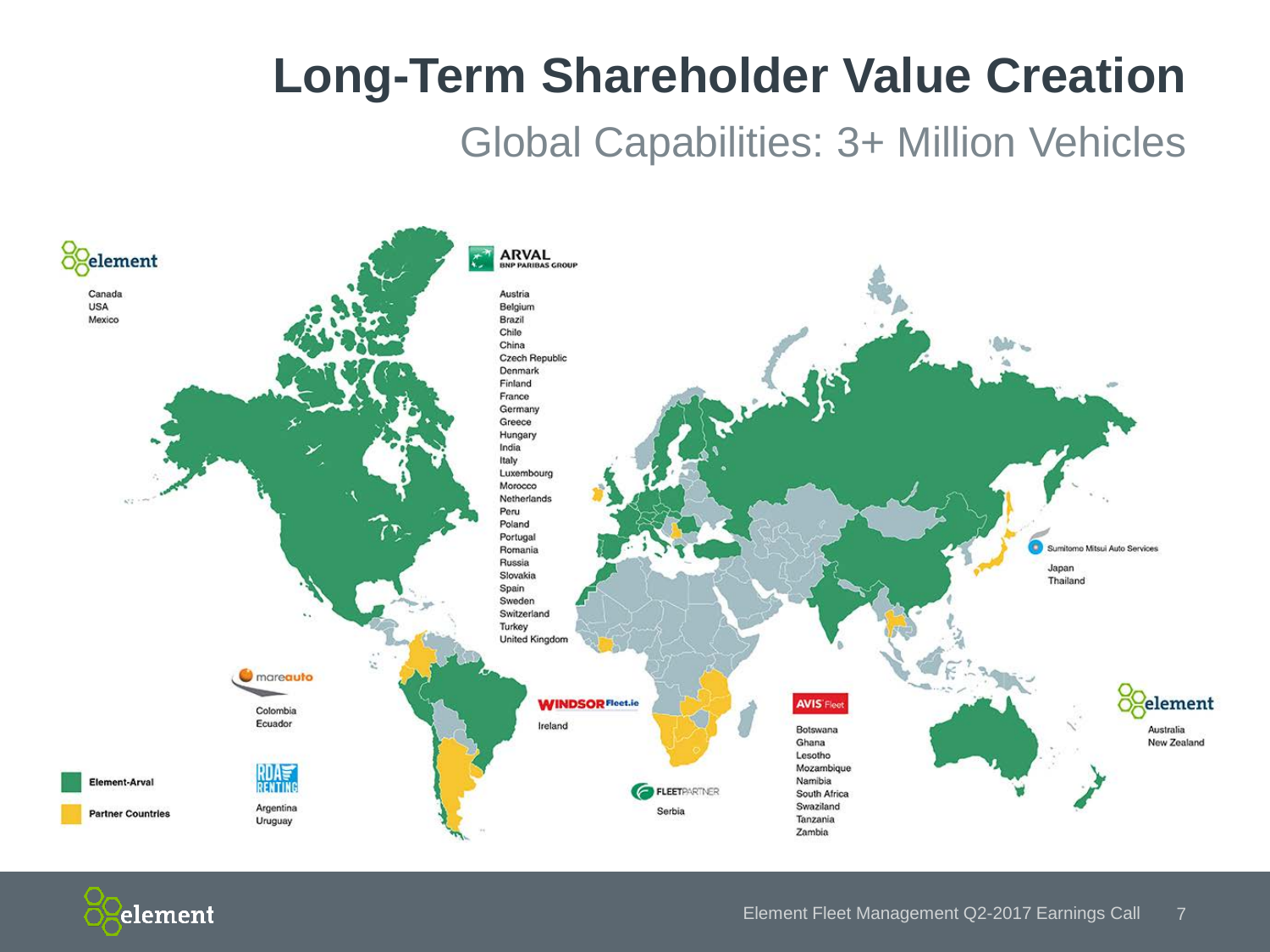# Long-Term Shareholder Value Creation

## Global Capabilities: 3+ Million Vehicles

**element**

Canada
USA
Mexico

**ARVAL** BNP PARIBAS GROUP

Austria
Belgium
Brazil
Chile
China
Czech Republic
Denmark
Finland
France
Germany
Greece
Hungary
India
Italy
Luxembourg
Morocco
Netherlands
Peru
Poland
Portugal
Romania
Russia
Slovakia
Spain
Sweden
Switzerland
Turkey
United Kingdom

**Sumitomo Mitsui Auto Services**

Japan
Thailand

**mareauto**

Colombia
Ecuador

**WINDSOR Fleet.ie**

Ireland

**AVIS Fleet**

Botswana
Ghana
Lesotho
Mozambique
Namibia
South Africa
Swaziland
Tanzania
Zambia

**element**

Australia
New Zealand

**RDA RENTING**

Argentina
Uruguay

**FLEETPARTNER**

Serbia

Element-Arval

Partner Countries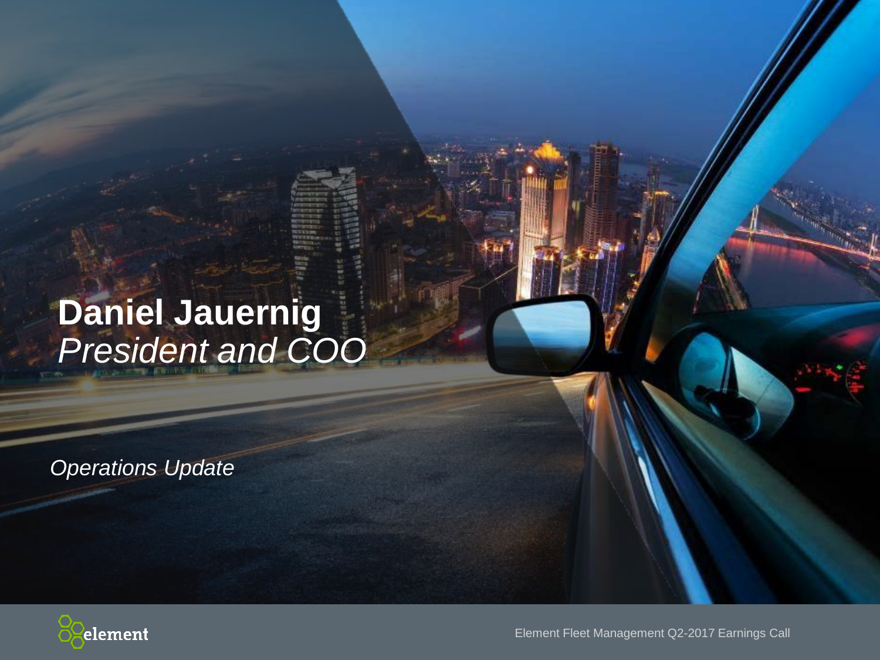# Daniel Jauernig

*President and COO*

*Operations Update*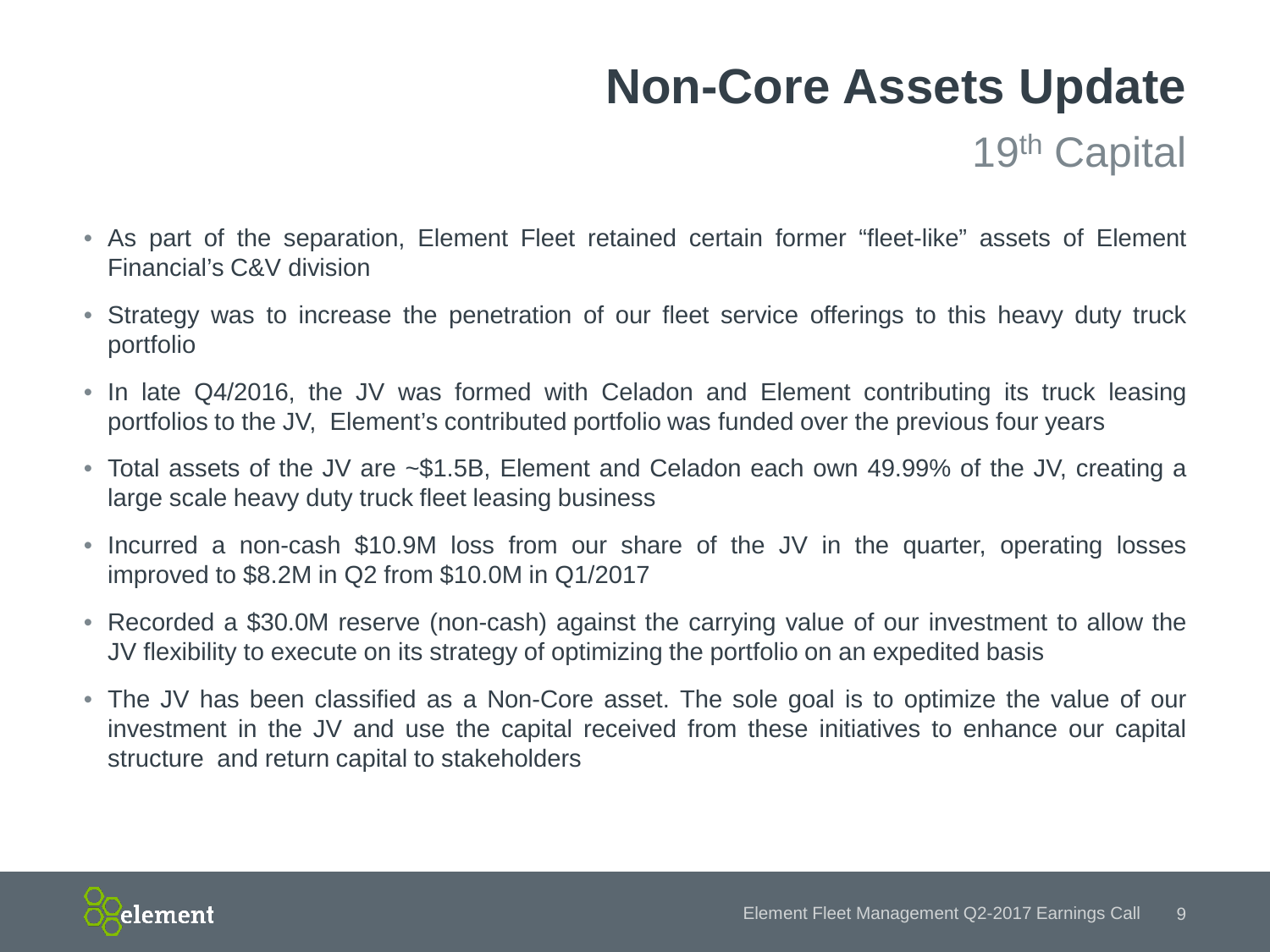# Non-Core Assets Update

## $19^{th}$ Capital

- As part of the separation, Element Fleet retained certain former “fleet-like” assets of Element Financial’s C&V division
- Strategy was to increase the penetration of our fleet service offerings to this heavy duty truck portfolio
- In late Q4/2016, the JV was formed with Celadon and Element contributing its truck leasing portfolios to the JV, Element’s contributed portfolio was funded over the previous four years
- Total assets of the JV are ~$1.5B, Element and Celadon each own 49.99% of the JV, creating a large scale heavy duty truck fleet leasing business
- Incurred a non-cash $10.9M loss from our share of the JV in the quarter, operating losses improved to $8.2M in Q2 from $10.0M in Q1/2017
- Recorded a $30.0M reserve (non-cash) against the carrying value of our investment to allow the JV flexibility to execute on its strategy of optimizing the portfolio on an expedited basis
- The JV has been classified as a Non-Core asset. The sole goal is to optimize the value of our investment in the JV and use the capital received from these initiatives to enhance our capital structure and return capital to stakeholders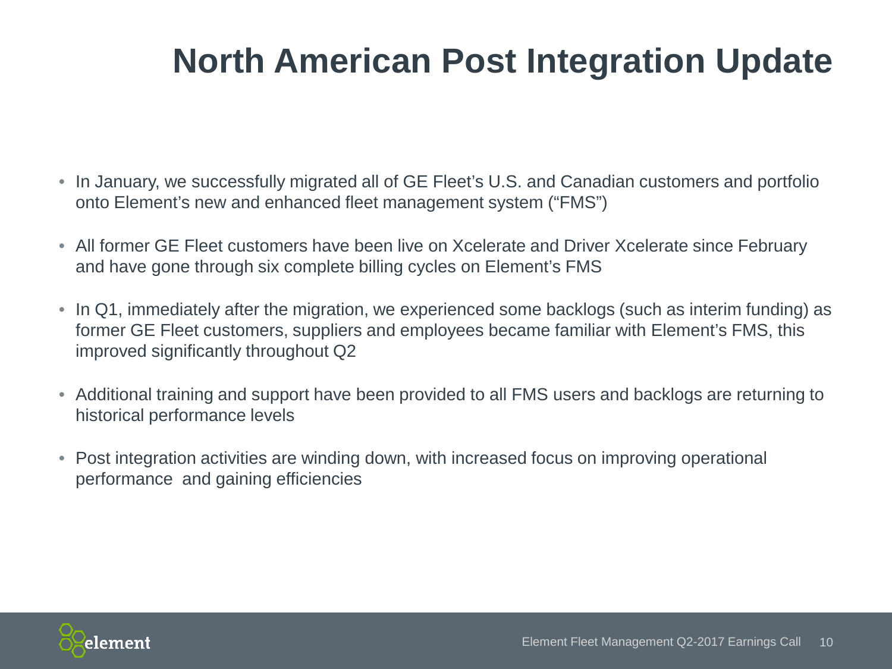# North American Post Integration Update

- In January, we successfully migrated all of GE Fleet's U.S. and Canadian customers and portfolio onto Element's new and enhanced fleet management system ("FMS")
- All former GE Fleet customers have been live on Xcelerate and Driver Xcelerate since February and have gone through six complete billing cycles on Element's FMS
- In Q1, immediately after the migration, we experienced some backlogs (such as interim funding) as former GE Fleet customers, suppliers and employees became familiar with Element's FMS, this improved significantly throughout Q2
- Additional training and support have been provided to all FMS users and backlogs are returning to historical performance levels
- Post integration activities are winding down, with increased focus on improving operational performance and gaining efficiencies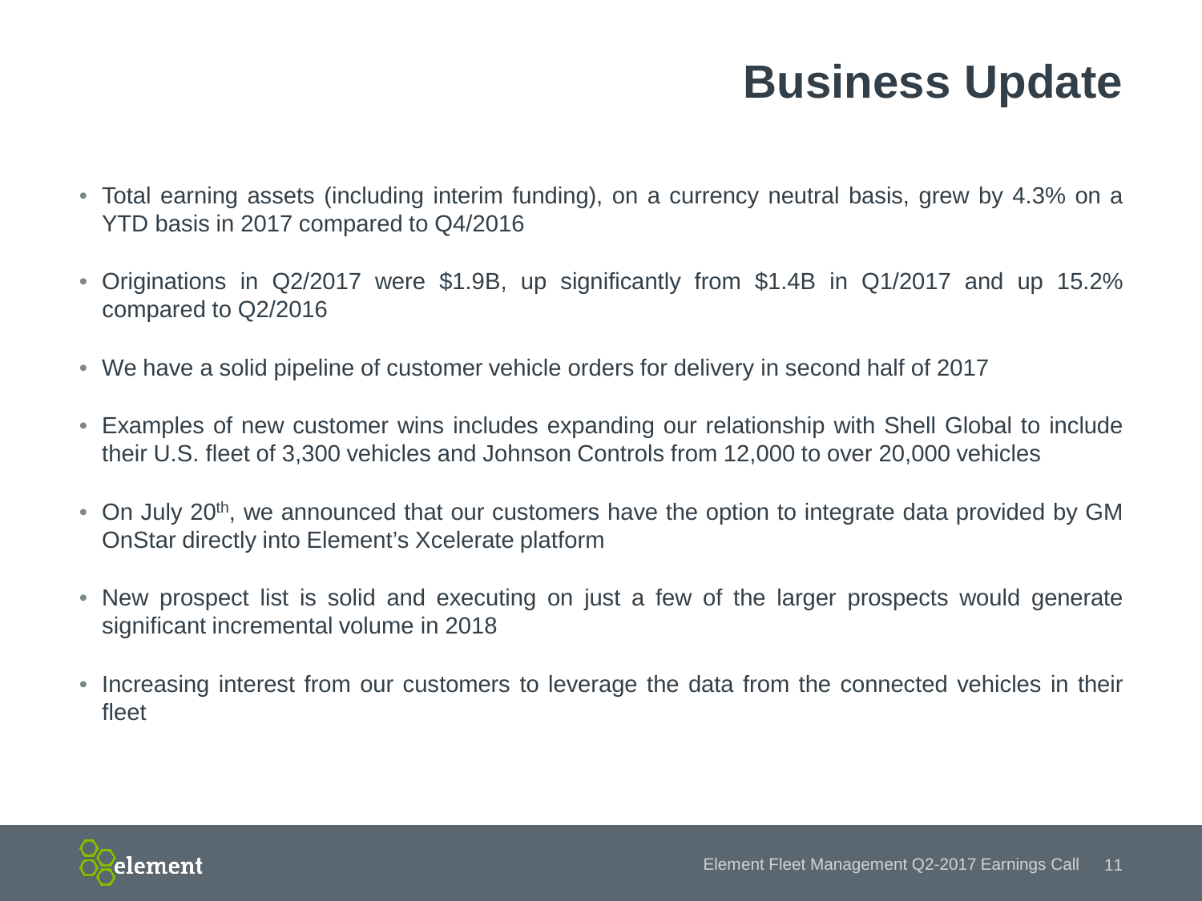# Business Update

- Total earning assets (including interim funding), on a currency neutral basis, grew by 4.3% on a YTD basis in 2017 compared to Q4/2016
- Originations in Q2/2017 were $1.9B, up significantly from $1.4B in Q1/2017 and up 15.2% compared to Q2/2016
- We have a solid pipeline of customer vehicle orders for delivery in second half of 2017
- Examples of new customer wins includes expanding our relationship with Shell Global to include their U.S. fleet of 3,300 vehicles and Johnson Controls from 12,000 to over 20,000 vehicles
- On July 20th, we announced that our customers have the option to integrate data provided by GM OnStar directly into Element's Xcelerate platform
- New prospect list is solid and executing on just a few of the larger prospects would generate significant incremental volume in 2018
- Increasing interest from our customers to leverage the data from the connected vehicles in their fleet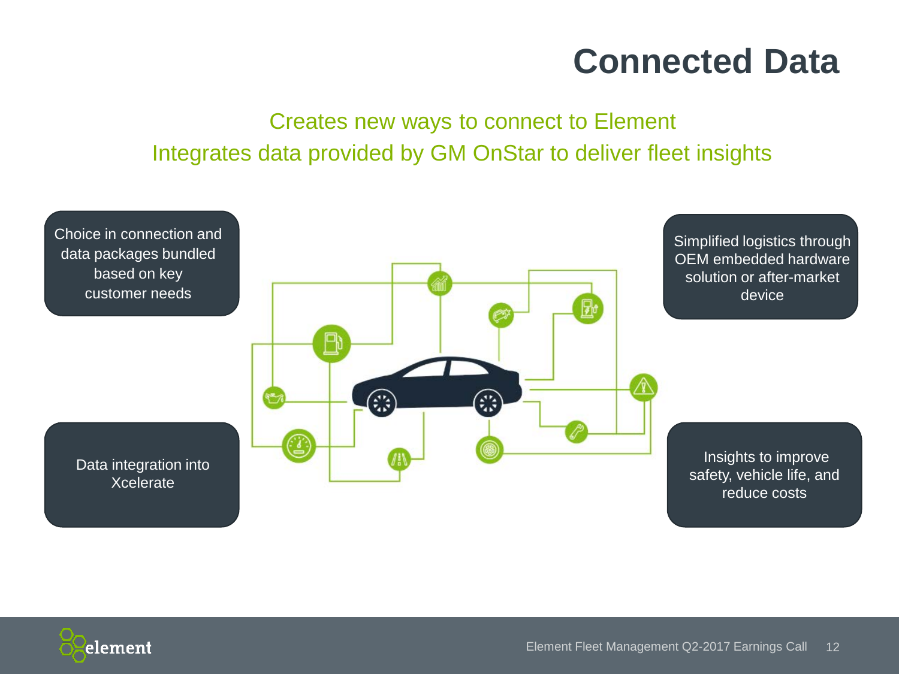# Connected Data

Creates new ways to connect to Element

Integrates data provided by GM OnStar to deliver fleet insights

- Choice in connection and data packages bundled based on key customer needs
- Simplified logistics through OEM embedded hardware solution or after-market device
- Data integration into Xcelerate
- Insights to improve safety, vehicle life, and reduce costs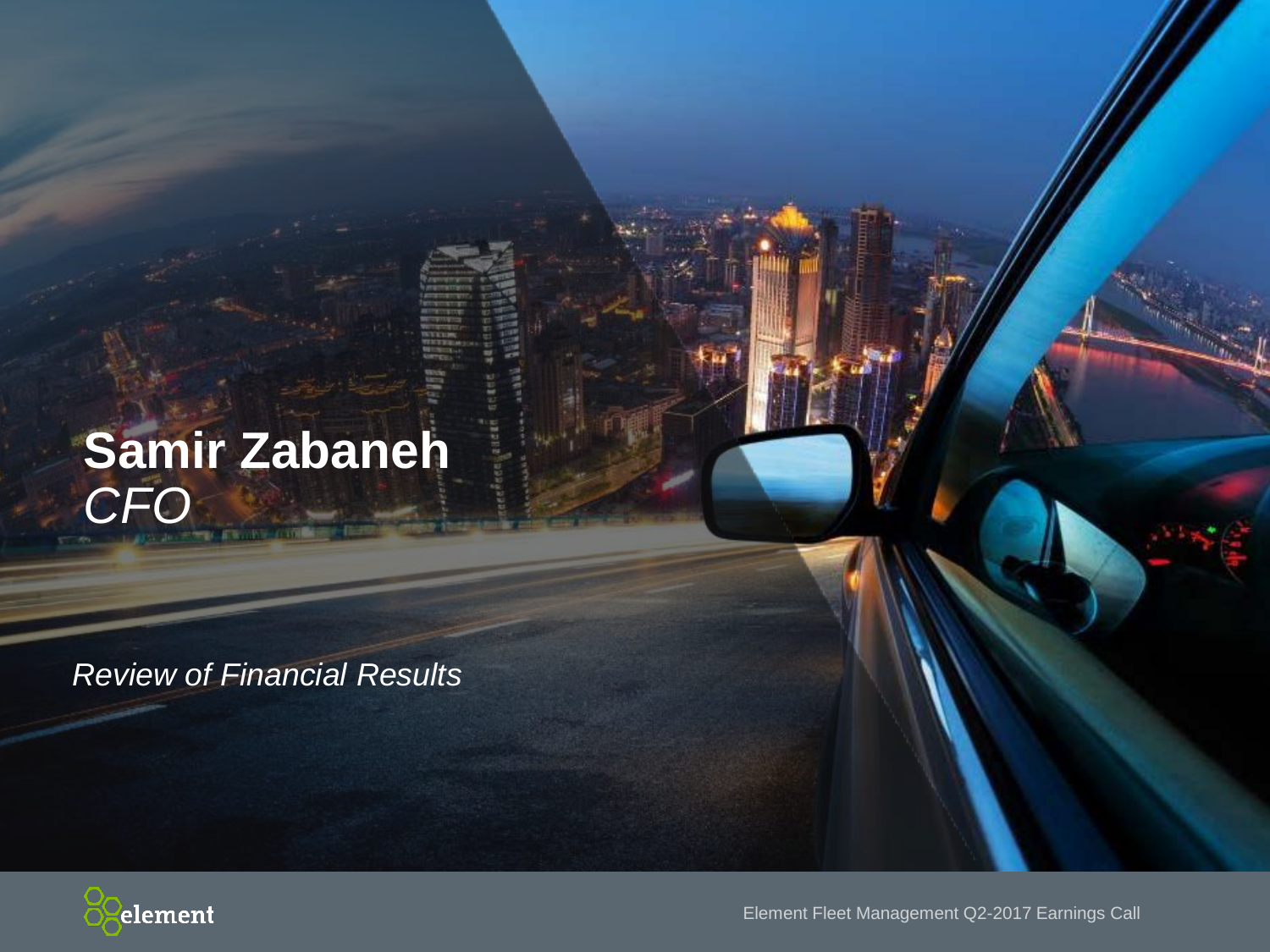# Samir Zabaneh
*CFO*

*Review of Financial Results*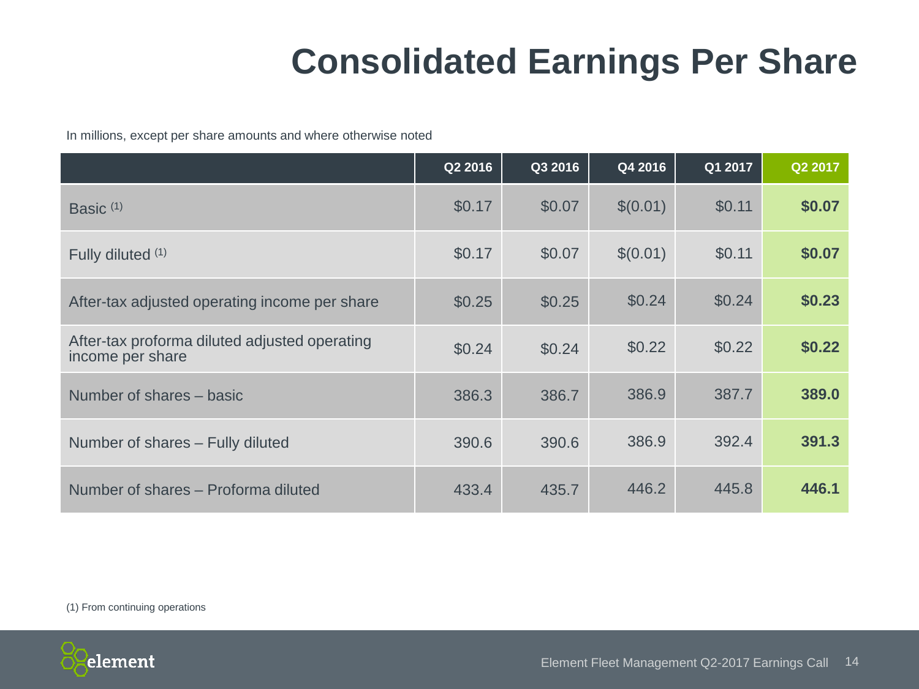# Consolidated Earnings Per Share

In millions, except per share amounts and where otherwise noted

| | Q2 2016 | Q3 2016 | Q4 2016 | Q1 2017 | Q2 2017 |
|---|---|---|---|---|---|
| Basic [1] | $0.17 | $0.07 | $(0.01) | $0.11 | **$0.07** |
| Fully diluted [1] | $0.17 | $0.07 | $(0.01) | $0.11 | **$0.07** |
| After-tax adjusted operating income per share | $0.25 | $0.25 | $0.24 | $0.24 | **$0.23** |
| After-tax proforma diluted adjusted operating income per share | $0.24 | $0.24 | $0.22 | $0.22 | **$0.22** |
| Number of shares – basic | 386.3 | 386.7 | 386.9 | 387.7 | **389.0** |
| Number of shares – Fully diluted | 390.6 | 390.6 | 386.9 | 392.4 | **391.3** |
| Number of shares – Proforma diluted | 433.4 | 435.7 | 446.2 | 445.8 | **446.1** |

(1) From continuing operations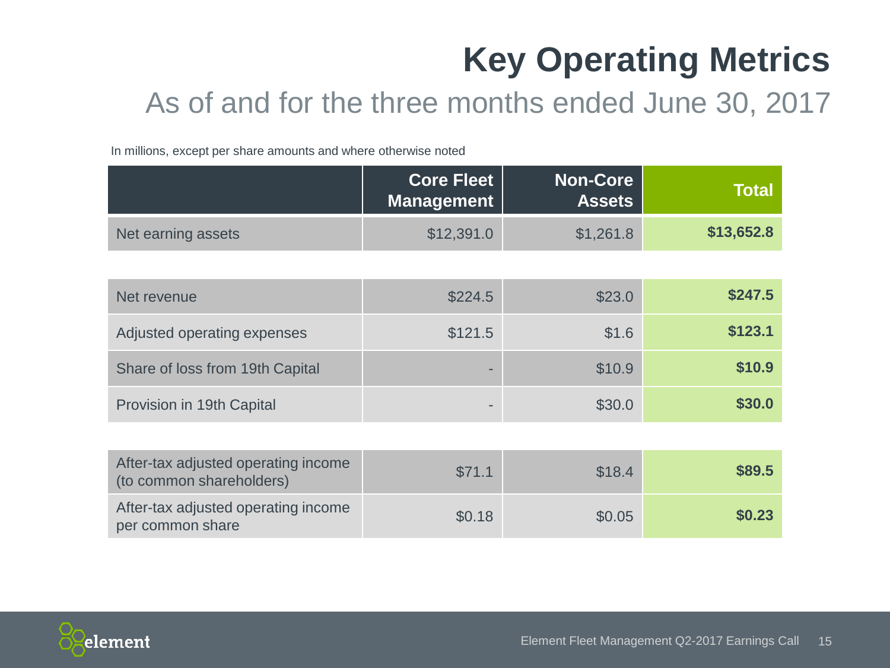# Key Operating Metrics

## As of and for the three months ended June 30, 2017

In millions, except per share amounts and where otherwise noted

| | Core Fleet Management | Non-Core Assets | Total |
|---|---|---|---|
| Net earning assets | $12,391.0 | $1,261.8 | **$13,652.8** |
| | | | |
| Net revenue | $224.5 | $23.0 | **$247.5** |
| Adjusted operating expenses | $121.5 | $1.6 | **$123.1** |
| Share of loss from 19th Capital | - | $10.9 | **$10.9** |
| Provision in 19th Capital | - | $30.0 | **$30.0** |
| | | | |
| After-tax adjusted operating income (to common shareholders) | $71.1 | $18.4 | **$89.5** |
| After-tax adjusted operating income per common share | $0.18 | $0.05 | **$0.23** |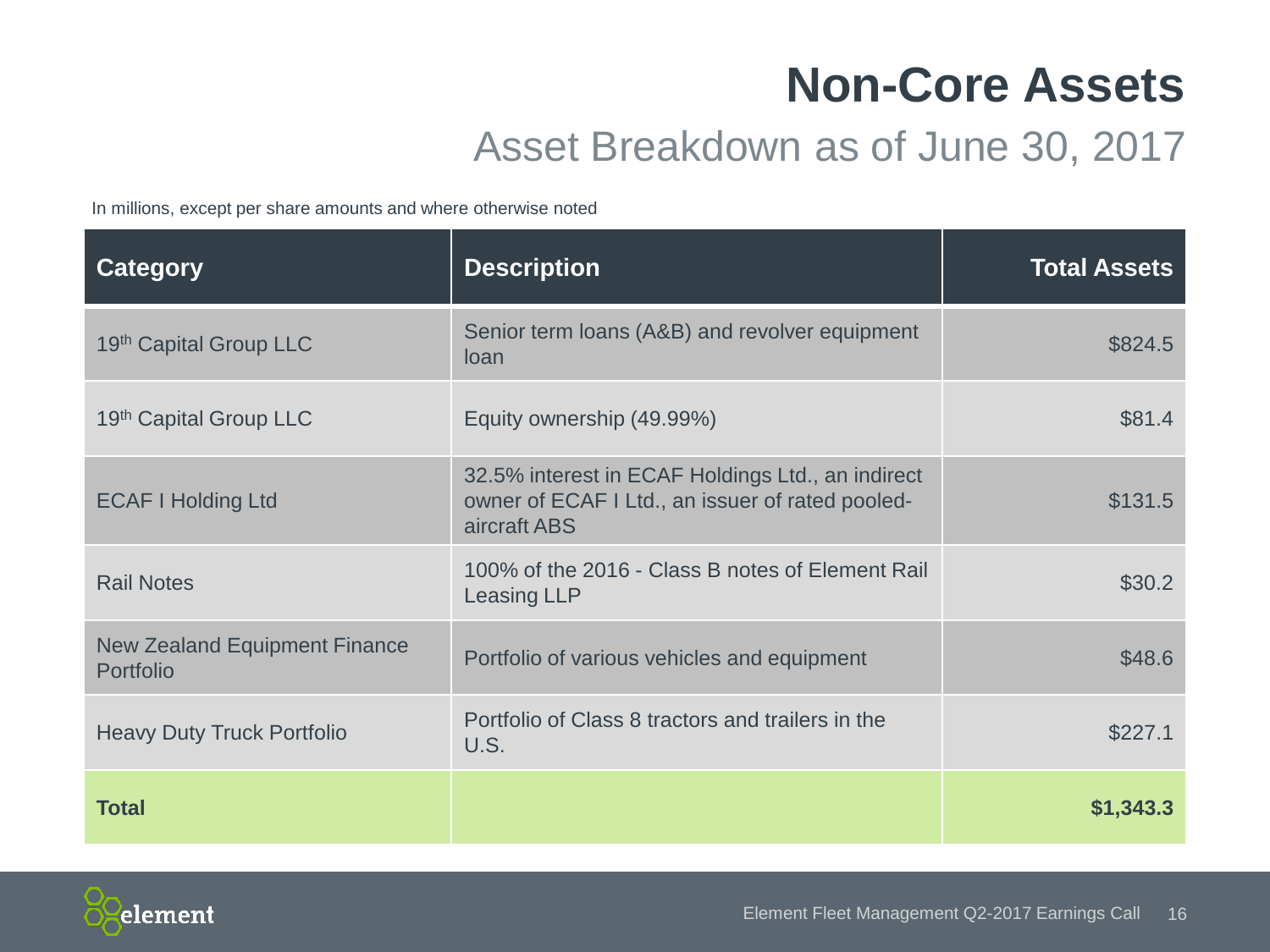# Non-Core Assets

## Asset Breakdown as of June 30, 2017

In millions, except per share amounts and where otherwise noted

| Category | Description | Total Assets |
|---|---|---|
| 19th Capital Group LLC | Senior term loans (A&B) and revolver equipment loan | $824.5 |
| 19th Capital Group LLC | Equity ownership (49.99%) | $81.4 |
| ECAF I Holding Ltd | 32.5% interest in ECAF Holdings Ltd., an indirect owner of ECAF I Ltd., an issuer of rated pooled-aircraft ABS | $131.5 |
| Rail Notes | 100% of the 2016 - Class B notes of Element Rail Leasing LLP | $30.2 |
| New Zealand Equipment Finance Portfolio | Portfolio of various vehicles and equipment | $48.6 |
| Heavy Duty Truck Portfolio | Portfolio of Class 8 tractors and trailers in the U.S. | $227.1 |
| **Total** | | **$1,343.3** |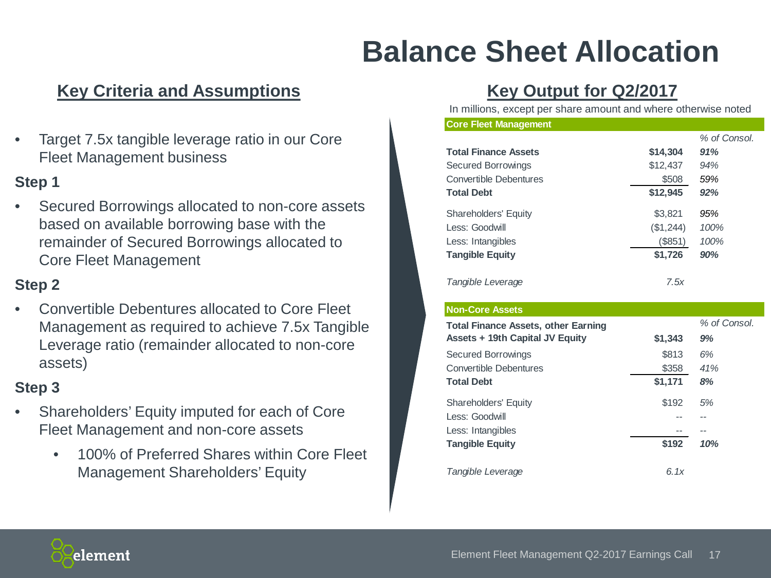# Balance Sheet Allocation

## Key Criteria and Assumptions

- Target 7.5x tangible leverage ratio in our Core Fleet Management business

### Step 1

- Secured Borrowings allocated to non-core assets based on available borrowing base with the remainder of Secured Borrowings allocated to Core Fleet Management

### Step 2

- Convertible Debentures allocated to Core Fleet Management as required to achieve 7.5x Tangible Leverage ratio (remainder allocated to non-core assets)

### Step 3

- Shareholders' Equity imputed for each of Core Fleet Management and non-core assets
  - 100% of Preferred Shares within Core Fleet Management Shareholders' Equity

## Key Output for Q2/2017

In millions, except per share amount and where otherwise noted

| **Core Fleet Management** | | *% of Consol.* |
|---|---|---|
| **Total Finance Assets** | **$14,304** | ***91%*** |
| Secured Borrowings | $12,437 | *94%* |
| Convertible Debentures | $508 | *59%* |
| **Total Debt** | **$12,945** | ***92%*** |
| Shareholders' Equity | $3,821 | *95%* |
| Less: Goodwill | ($1,244) | *100%* |
| Less: Intangibles | ($851) | *100%* |
| **Tangible Equity** | **$1,726** | ***90%*** |
| *Tangible Leverage* | *7.5x* | |

| **Non-Core Assets** | | *% of Consol.* |
|---|---|---|
| **Total Finance Assets, other Earning Assets + 19th Capital JV Equity** | **$1,343** | ***9%*** |
| Secured Borrowings | $813 | *6%* |
| Convertible Debentures | $358 | *41%* |
| **Total Debt** | **$1,171** | ***8%*** |
| Shareholders' Equity | $192 | *5%* |
| Less: Goodwill | -- | -- |
| Less: Intangibles | -- | -- |
| **Tangible Equity** | **$192** | ***10%*** |
| *Tangible Leverage* | *6.1x* | |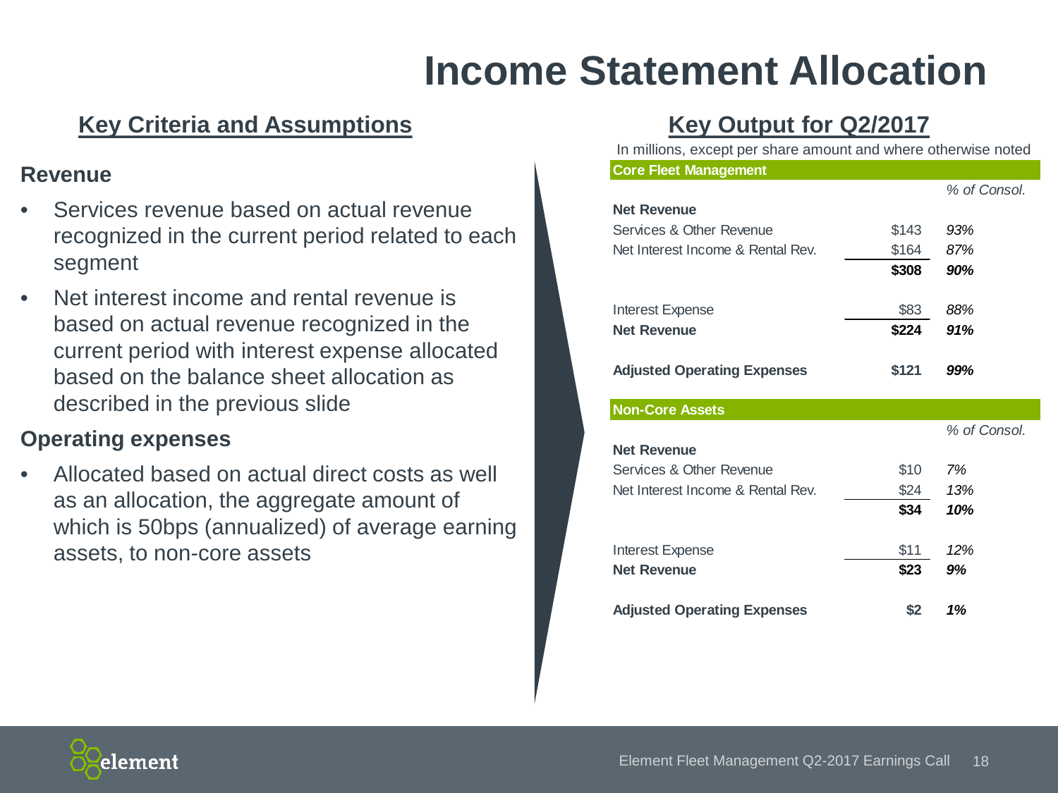# Income Statement Allocation

## Key Criteria and Assumptions

### Revenue

- Services revenue based on actual revenue recognized in the current period related to each segment
- Net interest income and rental revenue is based on actual revenue recognized in the current period with interest expense allocated based on the balance sheet allocation as described in the previous slide

### Operating expenses

- Allocated based on actual direct costs as well as an allocation, the aggregate amount of which is 50bps (annualized) of average earning assets, to non-core assets

## Key Output for Q2/2017

In millions, except per share amount and where otherwise noted

| **Core Fleet Management** | | |
|---|---|---|
| | | *% of Consol.* |
| **Net Revenue** | | |
| Services & Other Revenue | $143 | *93%* |
| Net Interest Income & Rental Rev. | $164 | *87%* |
| | **$308** | ***90%*** |
| Interest Expense | $83 | *88%* |
| **Net Revenue** | **$224** | ***91%*** |
| **Adjusted Operating Expenses** | **$121** | ***99%*** |

| **Non-Core Assets** | | |
|---|---|---|
| | | *% of Consol.* |
| **Net Revenue** | | |
| Services & Other Revenue | $10 | *7%* |
| Net Interest Income & Rental Rev. | $24 | *13%* |
| | **$34** | ***10%*** |
| Interest Expense | $11 | *12%* |
| **Net Revenue** | **$23** | ***9%*** |
| **Adjusted Operating Expenses** | **$2** | ***1%*** |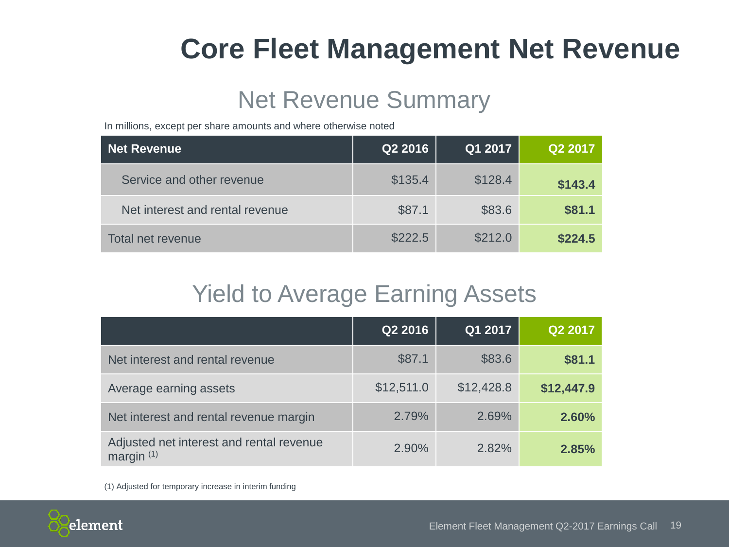# Core Fleet Management Net Revenue

## Net Revenue Summary

In millions, except per share amounts and where otherwise noted

| Net Revenue | Q2 2016 | Q1 2017 | Q2 2017 |
|---|---|---|---|
| Service and other revenue | $135.4 | $128.4 | **$143.4** |
| Net interest and rental revenue | $87.1 | $83.6 | **$81.1** |
| Total net revenue | $222.5 | $212.0 | **$224.5** |

## Yield to Average Earning Assets

| | Q2 2016 | Q1 2017 | Q2 2017 |
|---|---|---|---|
| Net interest and rental revenue | $87.1 | $83.6 | **$81.1** |
| Average earning assets | $12,511.0 | $12,428.8 | **$12,447.9** |
| Net interest and rental revenue margin | 2.79% | 2.69% | **2.60%** |
| Adjusted net interest and rental revenue margin (1) | 2.90% | 2.82% | **2.85%** |

(1) Adjusted for temporary increase in interim funding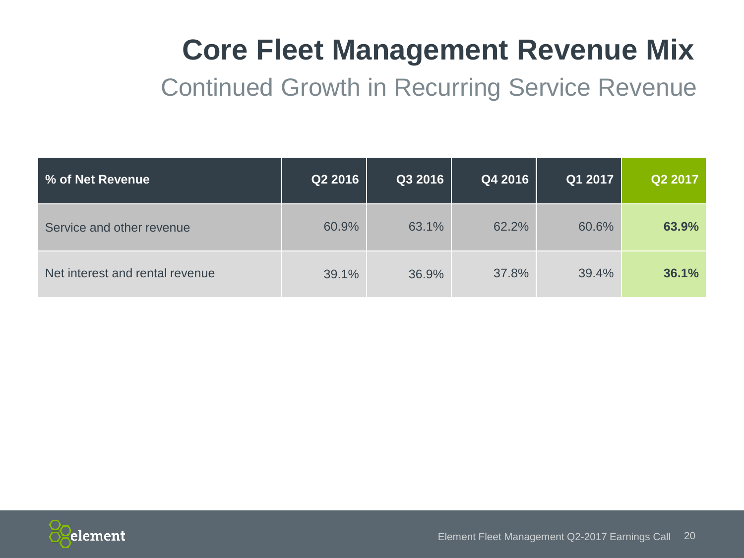# Core Fleet Management Revenue Mix

## Continued Growth in Recurring Service Revenue

| % of Net Revenue | Q2 2016 | Q3 2016 | Q4 2016 | Q1 2017 | Q2 2017 |
|---|---|---|---|---|---|
| Service and other revenue | 60.9% | 63.1% | 62.2% | 60.6% | **63.9%** |
| Net interest and rental revenue | 39.1% | 36.9% | 37.8% | 39.4% | **36.1%** |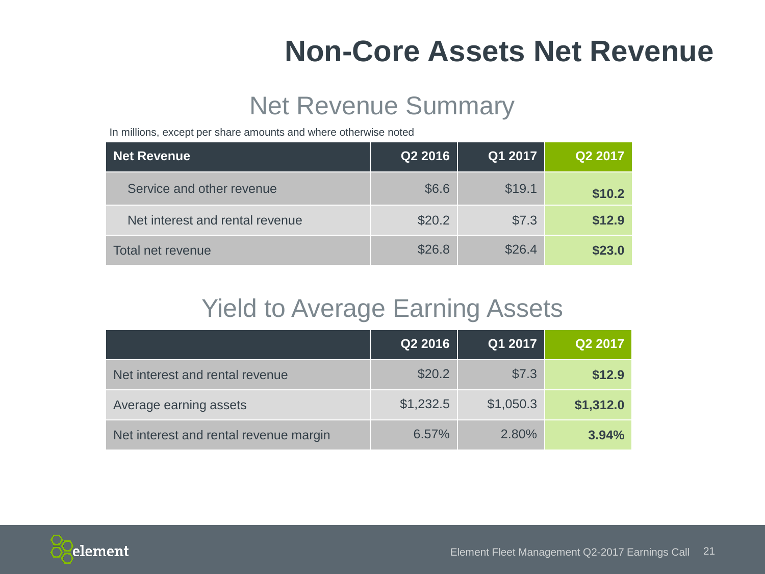# Non-Core Assets Net Revenue

## Net Revenue Summary

In millions, except per share amounts and where otherwise noted

| Net Revenue | Q2 2016 | Q1 2017 | Q2 2017 |
|---|---|---|---|
| Service and other revenue | $6.6 | $19.1 | **$10.2** |
| Net interest and rental revenue | $20.2 | $7.3 | **$12.9** |
| Total net revenue | $26.8 | $26.4 | **$23.0** |

## Yield to Average Earning Assets

| | Q2 2016 | Q1 2017 | Q2 2017 |
|---|---|---|---|
| Net interest and rental revenue | $20.2 | $7.3 | **$12.9** |
| Average earning assets | $1,232.5 | $1,050.3 | **$1,312.0** |
| Net interest and rental revenue margin | 6.57% | 2.80% | **3.94%** |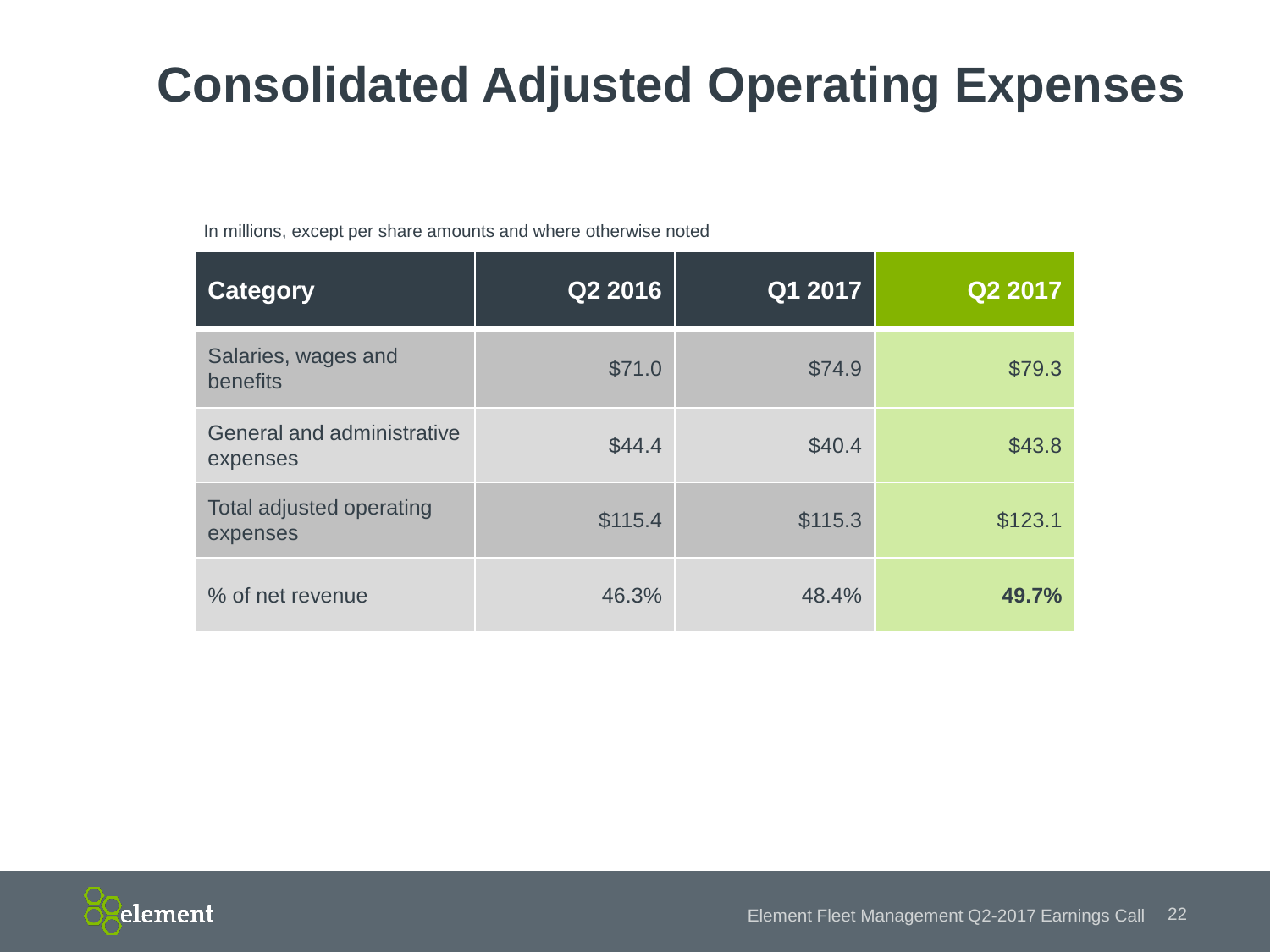# Consolidated Adjusted Operating Expenses

In millions, except per share amounts and where otherwise noted

| Category | Q2 2016 | Q1 2017 | Q2 2017 |
|---|---|---|---|
| Salaries, wages and benefits | $71.0 | $74.9 | $79.3 |
| General and administrative expenses | $44.4 | $40.4 | $43.8 |
| Total adjusted operating expenses | $115.4 | $115.3 | $123.1 |
| % of net revenue | 46.3% | 48.4% | **49.7%** |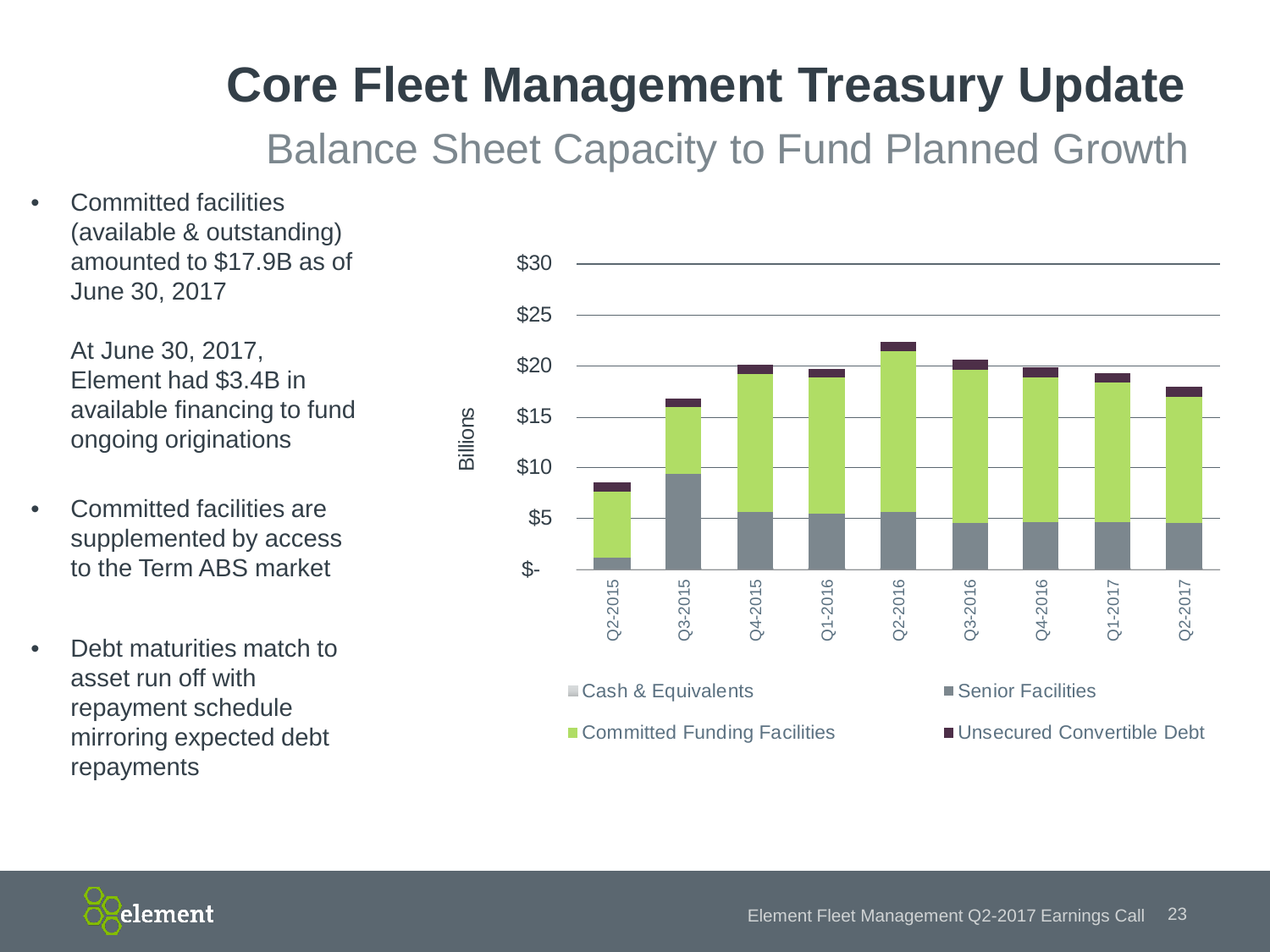# Core Fleet Management Treasury Update

## Balance Sheet Capacity to Fund Planned Growth

- Committed facilities (available & outstanding) amounted to $17.9B as of June 30, 2017

  At June 30, 2017, Element had $3.4B in available financing to fund ongoing originations

- Committed facilities are supplemented by access to the Term ABS market

- Debt maturities match to asset run off with repayment schedule mirroring expected debt repayments

Billions

$30
$25
$20
$15
$10
$5
$-

Q2-2015 Q3-2015 Q4-2015 Q1-2016 Q2-2016 Q3-2016 Q4-2016 Q1-2017 Q2-2017

Cash & Equivalents | Senior Facilities | Committed Funding Facilities | Unsecured Convertible Debt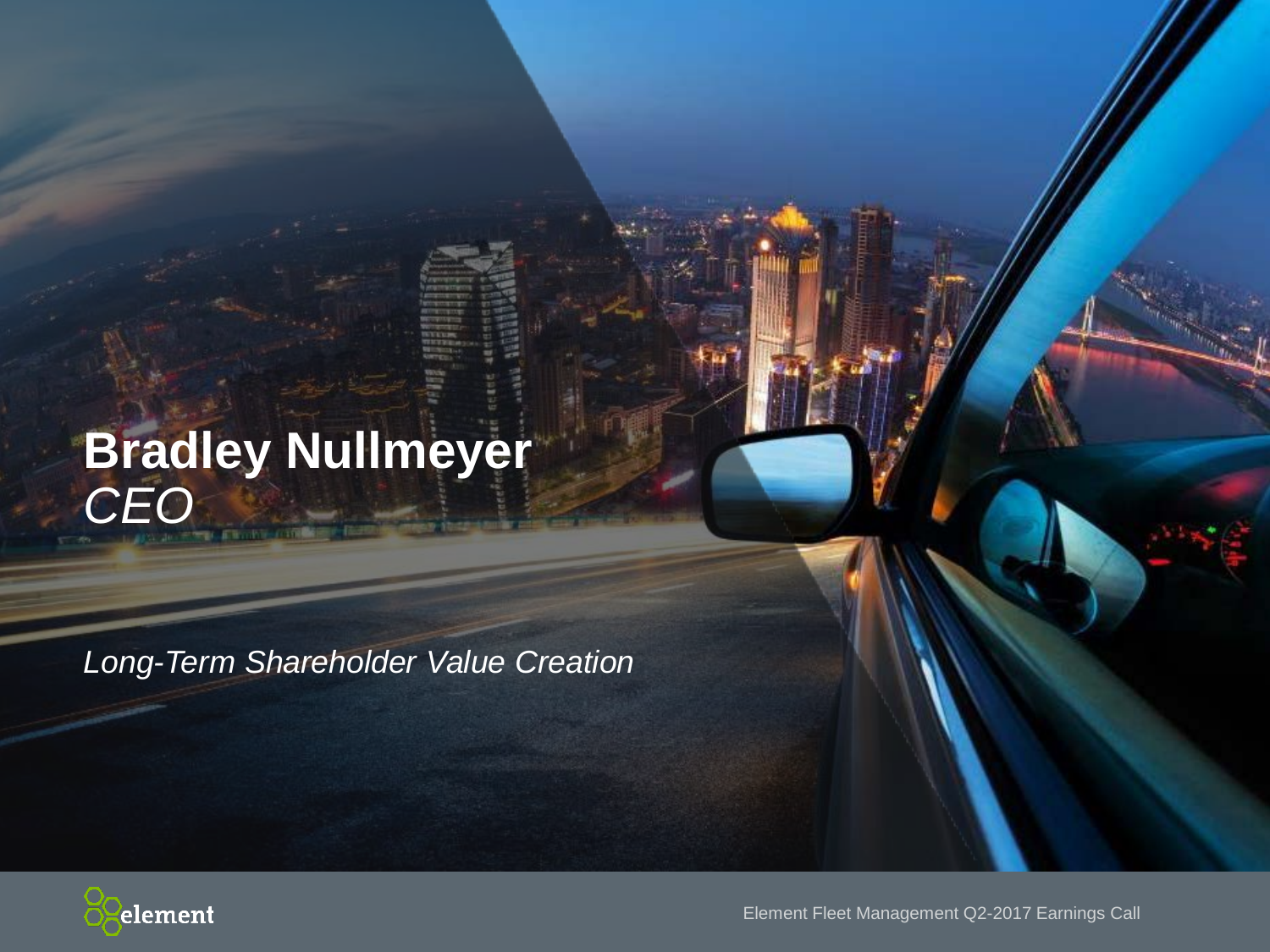# Bradley Nullmeyer
*CEO*

*Long-Term Shareholder Value Creation*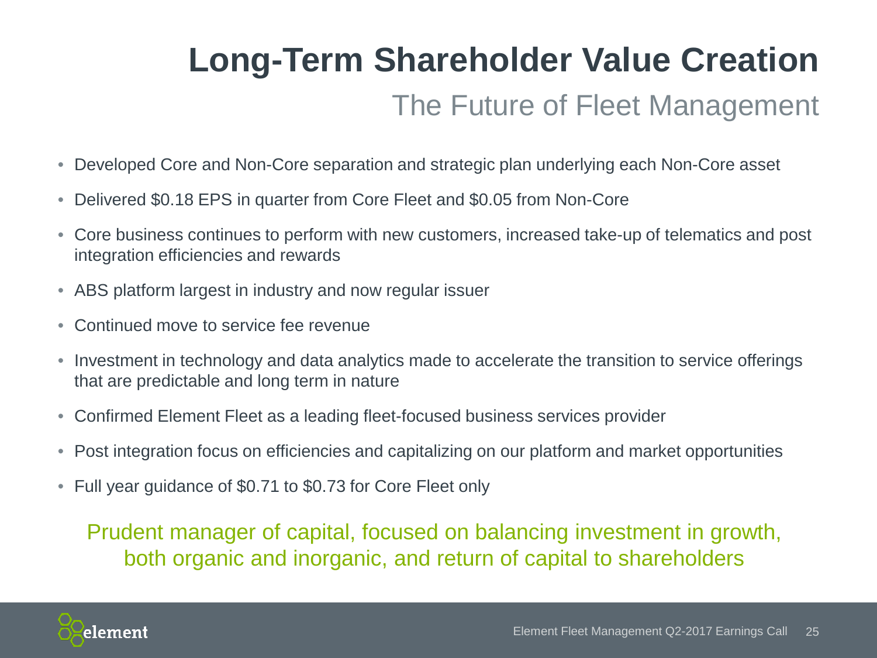# Long-Term Shareholder Value Creation

## The Future of Fleet Management

- Developed Core and Non-Core separation and strategic plan underlying each Non-Core asset
- Delivered $0.18 EPS in quarter from Core Fleet and $0.05 from Non-Core
- Core business continues to perform with new customers, increased take-up of telematics and post integration efficiencies and rewards
- ABS platform largest in industry and now regular issuer
- Continued move to service fee revenue
- Investment in technology and data analytics made to accelerate the transition to service offerings that are predictable and long term in nature
- Confirmed Element Fleet as a leading fleet-focused business services provider
- Post integration focus on efficiencies and capitalizing on our platform and market opportunities
- Full year guidance of $0.71 to $0.73 for Core Fleet only

Prudent manager of capital, focused on balancing investment in growth, both organic and inorganic, and return of capital to shareholders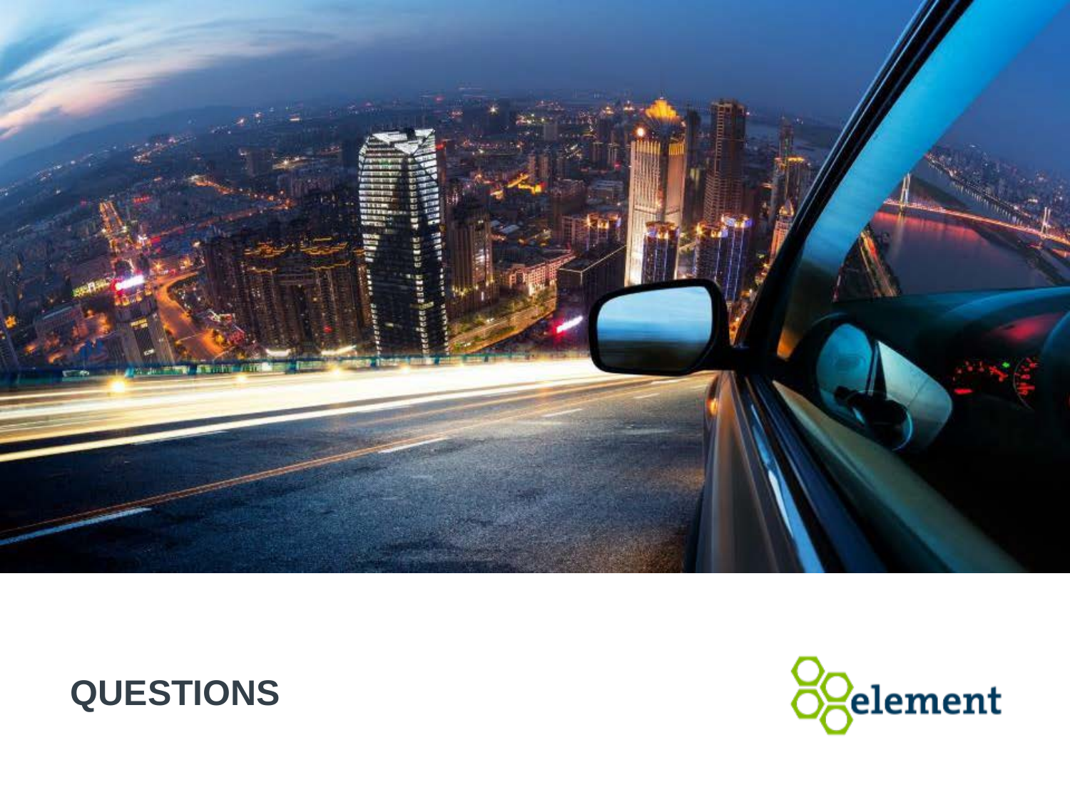# QUESTIONS

element